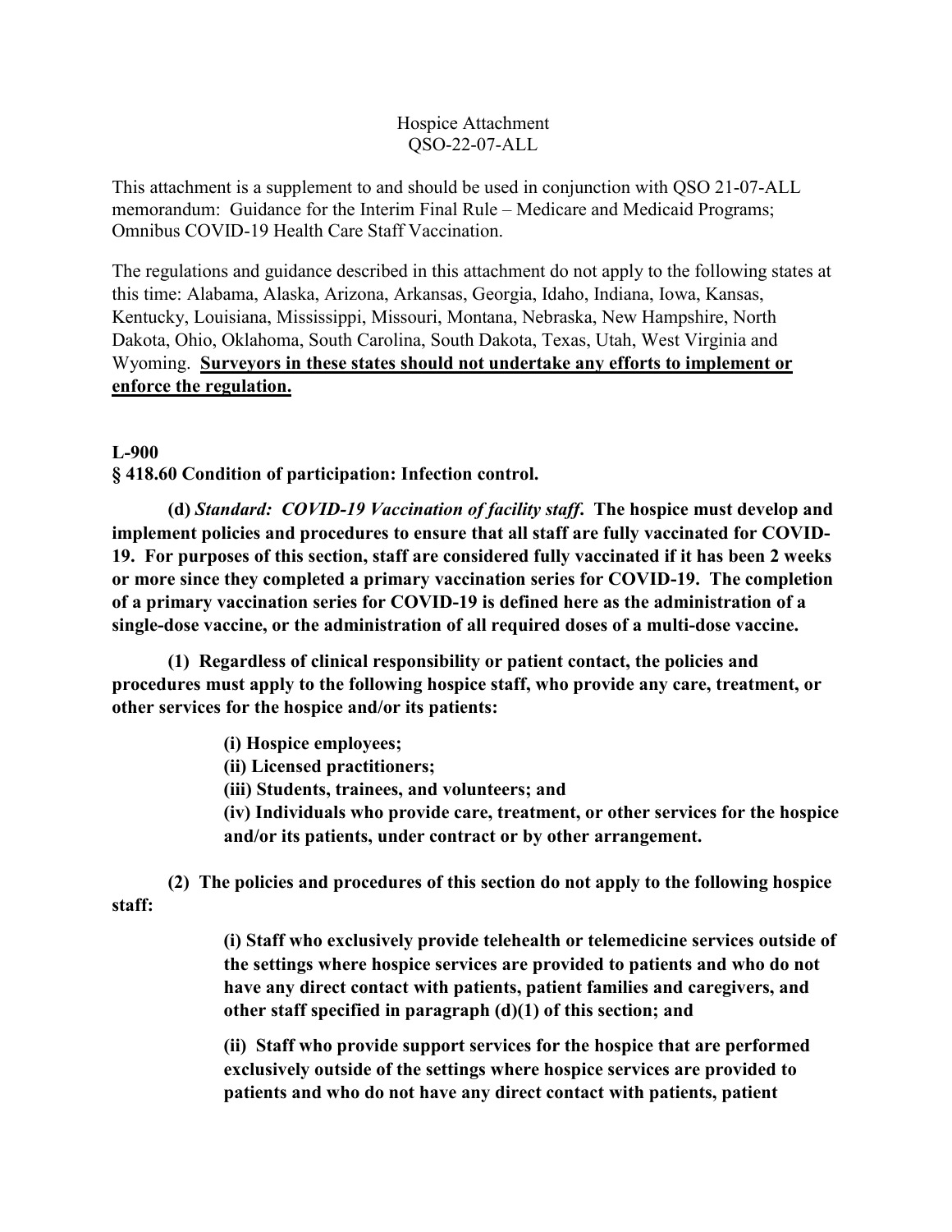Hospice Attachment
QSO-22-07-ALL

This attachment is a supplement to and should be used in conjunction with QSO 21-07-ALL memorandum: Guidance for the Interim Final Rule – Medicare and Medicaid Programs; Omnibus COVID-19 Health Care Staff Vaccination.

The regulations and guidance described in this attachment do not apply to the following states at this time: Alabama, Alaska, Arizona, Arkansas, Georgia, Idaho, Indiana, Iowa, Kansas, Kentucky, Louisiana, Mississippi, Missouri, Montana, Nebraska, New Hampshire, North Dakota, Ohio, Oklahoma, South Carolina, South Dakota, Texas, Utah, West Virginia and Wyoming. **Surveyors in these states should not undertake any efforts to implement or enforce the regulation.**

**L-900**

**§ 418.60 Condition of participation: Infection control.**

**(d)** ***Standard: COVID-19 Vaccination of facility staff.*** **The hospice must develop and implement policies and procedures to ensure that all staff are fully vaccinated for COVID-19. For purposes of this section, staff are considered fully vaccinated if it has been 2 weeks or more since they completed a primary vaccination series for COVID-19. The completion of a primary vaccination series for COVID-19 is defined here as the administration of a single-dose vaccine, or the administration of all required doses of a multi-dose vaccine.**

**(1) Regardless of clinical responsibility or patient contact, the policies and procedures must apply to the following hospice staff, who provide any care, treatment, or other services for the hospice and/or its patients:**

> **(i) Hospice employees;**
>
> **(ii) Licensed practitioners;**
>
> **(iii) Students, trainees, and volunteers; and**
>
> **(iv) Individuals who provide care, treatment, or other services for the hospice and/or its patients, under contract or by other arrangement.**

**(2) The policies and procedures of this section do not apply to the following hospice staff:**

> **(i) Staff who exclusively provide telehealth or telemedicine services outside of the settings where hospice services are provided to patients and who do not have any direct contact with patients, patient families and caregivers, and other staff specified in paragraph (d)(1) of this section; and**
>
> **(ii) Staff who provide support services for the hospice that are performed exclusively outside of the settings where hospice services are provided to patients and who do not have any direct contact with patients, patient**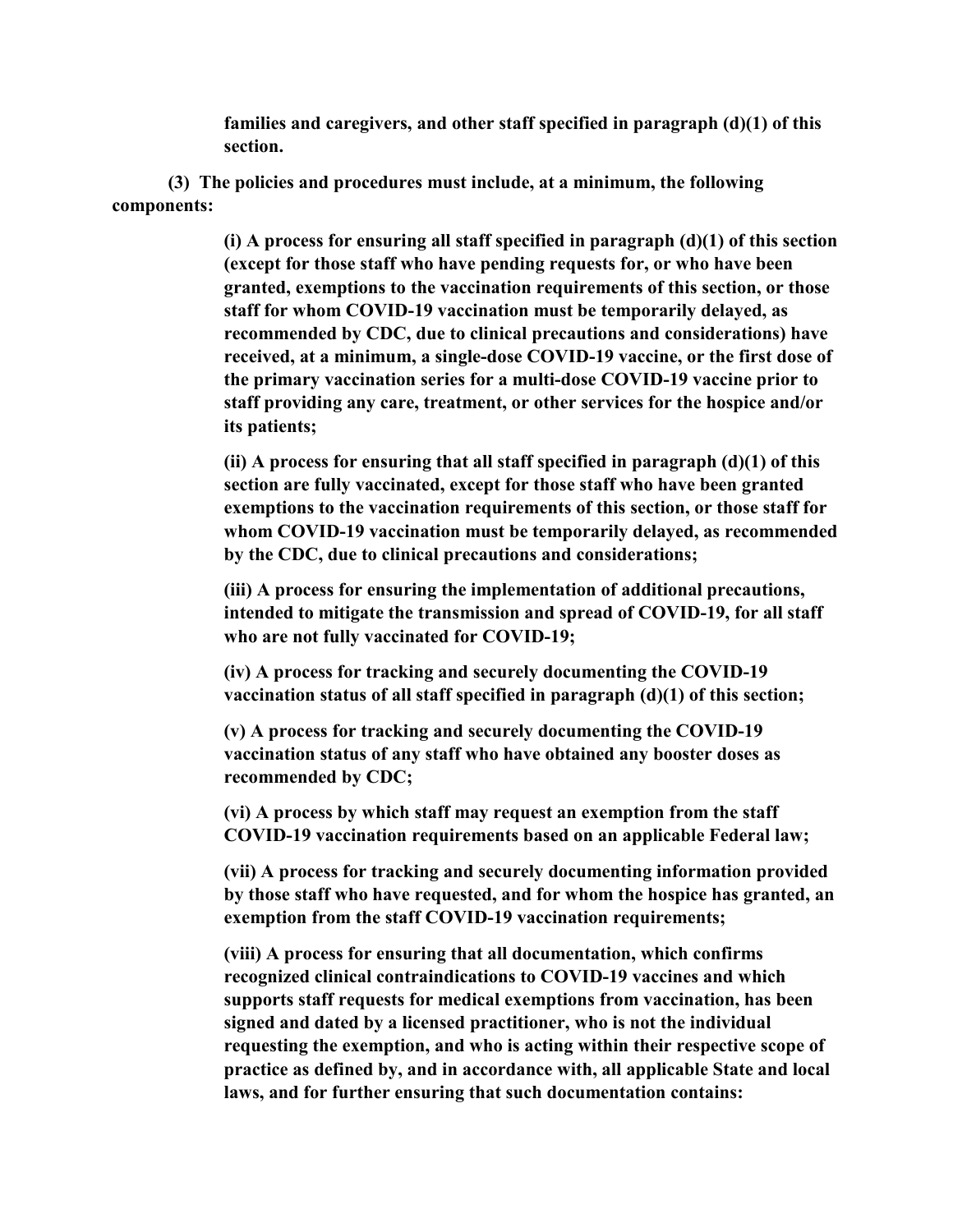**families and caregivers, and other staff specified in paragraph (d)(1) of this section.**

**(3) The policies and procedures must include, at a minimum, the following components:**

**(i) A process for ensuring all staff specified in paragraph (d)(1) of this section (except for those staff who have pending requests for, or who have been granted, exemptions to the vaccination requirements of this section, or those staff for whom COVID-19 vaccination must be temporarily delayed, as recommended by CDC, due to clinical precautions and considerations) have received, at a minimum, a single-dose COVID-19 vaccine, or the first dose of the primary vaccination series for a multi-dose COVID-19 vaccine prior to staff providing any care, treatment, or other services for the hospice and/or its patients;**

**(ii) A process for ensuring that all staff specified in paragraph (d)(1) of this section are fully vaccinated, except for those staff who have been granted exemptions to the vaccination requirements of this section, or those staff for whom COVID-19 vaccination must be temporarily delayed, as recommended by the CDC, due to clinical precautions and considerations;**

**(iii) A process for ensuring the implementation of additional precautions, intended to mitigate the transmission and spread of COVID-19, for all staff who are not fully vaccinated for COVID-19;**

**(iv) A process for tracking and securely documenting the COVID-19 vaccination status of all staff specified in paragraph (d)(1) of this section;**

**(v) A process for tracking and securely documenting the COVID-19 vaccination status of any staff who have obtained any booster doses as recommended by CDC;**

**(vi) A process by which staff may request an exemption from the staff COVID-19 vaccination requirements based on an applicable Federal law;**

**(vii) A process for tracking and securely documenting information provided by those staff who have requested, and for whom the hospice has granted, an exemption from the staff COVID-19 vaccination requirements;**

**(viii) A process for ensuring that all documentation, which confirms recognized clinical contraindications to COVID-19 vaccines and which supports staff requests for medical exemptions from vaccination, has been signed and dated by a licensed practitioner, who is not the individual requesting the exemption, and who is acting within their respective scope of practice as defined by, and in accordance with, all applicable State and local laws, and for further ensuring that such documentation contains:**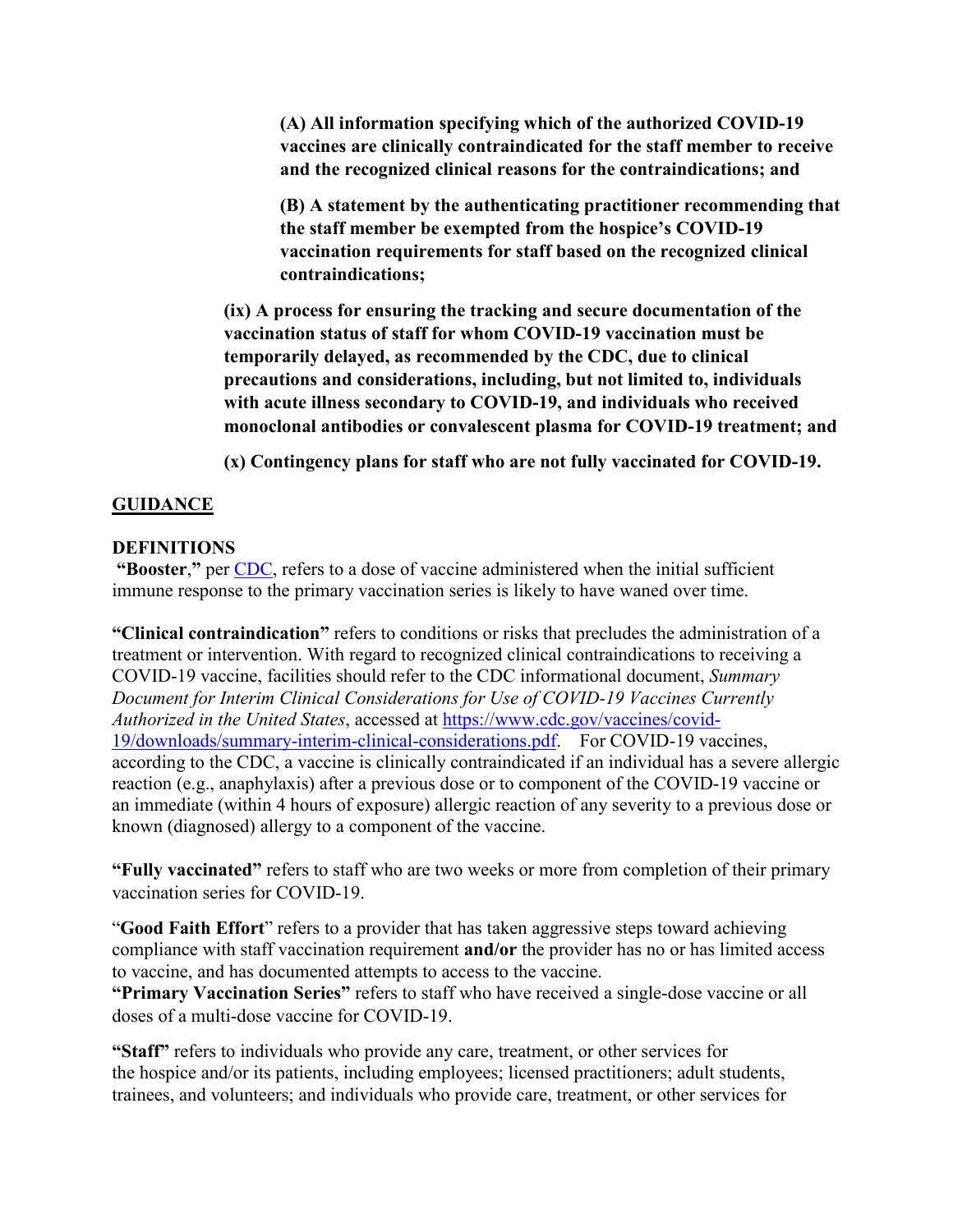**(A) All information specifying which of the authorized COVID-19 vaccines are clinically contraindicated for the staff member to receive and the recognized clinical reasons for the contraindications; and**

**(B) A statement by the authenticating practitioner recommending that the staff member be exempted from the hospice's COVID-19 vaccination requirements for staff based on the recognized clinical contraindications;**

**(ix) A process for ensuring the tracking and secure documentation of the vaccination status of staff for whom COVID-19 vaccination must be temporarily delayed, as recommended by the CDC, due to clinical precautions and considerations, including, but not limited to, individuals with acute illness secondary to COVID-19, and individuals who received monoclonal antibodies or convalescent plasma for COVID-19 treatment; and**

**(x) Contingency plans for staff who are not fully vaccinated for COVID-19.**

## GUIDANCE

### DEFINITIONS

**"Booster,"** per [CDC](), refers to a dose of vaccine administered when the initial sufficient immune response to the primary vaccination series is likely to have waned over time.

**"Clinical contraindication"** refers to conditions or risks that precludes the administration of a treatment or intervention. With regard to recognized clinical contraindications to receiving a COVID-19 vaccine, facilities should refer to the CDC informational document, *Summary Document for Interim Clinical Considerations for Use of COVID-19 Vaccines Currently Authorized in the United States*, accessed at [https://www.cdc.gov/vaccines/covid-19/downloads/summary-interim-clinical-considerations.pdf](https://www.cdc.gov/vaccines/covid-19/downloads/summary-interim-clinical-considerations.pdf). For COVID-19 vaccines, according to the CDC, a vaccine is clinically contraindicated if an individual has a severe allergic reaction (e.g., anaphylaxis) after a previous dose or to component of the COVID-19 vaccine or an immediate (within 4 hours of exposure) allergic reaction of any severity to a previous dose or known (diagnosed) allergy to a component of the vaccine.

**"Fully vaccinated"** refers to staff who are two weeks or more from completion of their primary vaccination series for COVID-19.

"**Good Faith Effort**" refers to a provider that has taken aggressive steps toward achieving compliance with staff vaccination requirement **and/or** the provider has no or has limited access to vaccine, and has documented attempts to access to the vaccine.

**"Primary Vaccination Series"** refers to staff who have received a single-dose vaccine or all doses of a multi-dose vaccine for COVID-19.

**"Staff"** refers to individuals who provide any care, treatment, or other services for the hospice and/or its patients, including employees; licensed practitioners; adult students, trainees, and volunteers; and individuals who provide care, treatment, or other services for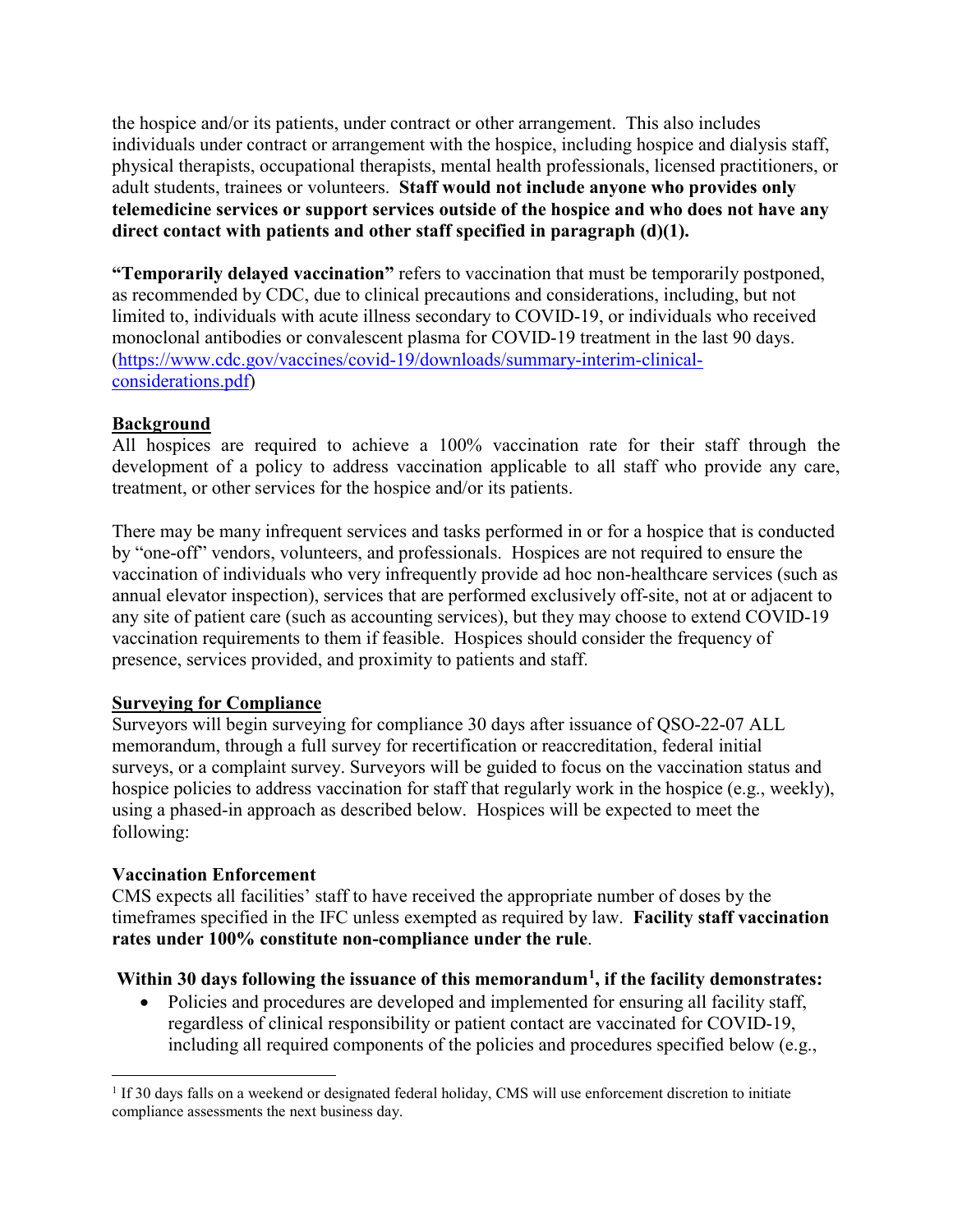the hospice and/or its patients, under contract or other arrangement. This also includes individuals under contract or arrangement with the hospice, including hospice and dialysis staff, physical therapists, occupational therapists, mental health professionals, licensed practitioners, or adult students, trainees or volunteers. **Staff would not include anyone who provides only telemedicine services or support services outside of the hospice and who does not have any direct contact with patients and other staff specified in paragraph (d)(1).**

**"Temporarily delayed vaccination"** refers to vaccination that must be temporarily postponed, as recommended by CDC, due to clinical precautions and considerations, including, but not limited to, individuals with acute illness secondary to COVID-19, or individuals who received monoclonal antibodies or convalescent plasma for COVID-19 treatment in the last 90 days. (https://www.cdc.gov/vaccines/covid-19/downloads/summary-interim-clinical-considerations.pdf)

## Background

All hospices are required to achieve a 100% vaccination rate for their staff through the development of a policy to address vaccination applicable to all staff who provide any care, treatment, or other services for the hospice and/or its patients.

There may be many infrequent services and tasks performed in or for a hospice that is conducted by "one-off" vendors, volunteers, and professionals. Hospices are not required to ensure the vaccination of individuals who very infrequently provide ad hoc non-healthcare services (such as annual elevator inspection), services that are performed exclusively off-site, not at or adjacent to any site of patient care (such as accounting services), but they may choose to extend COVID-19 vaccination requirements to them if feasible. Hospices should consider the frequency of presence, services provided, and proximity to patients and staff.

## Surveying for Compliance

Surveyors will begin surveying for compliance 30 days after issuance of QSO-22-07 ALL memorandum, through a full survey for recertification or reaccreditation, federal initial surveys, or a complaint survey. Surveyors will be guided to focus on the vaccination status and hospice policies to address vaccination for staff that regularly work in the hospice (e.g., weekly), using a phased-in approach as described below. Hospices will be expected to meet the following:

### Vaccination Enforcement

CMS expects all facilities' staff to have received the appropriate number of doses by the timeframes specified in the IFC unless exempted as required by law. **Facility staff vaccination rates under 100% constitute non-compliance under the rule**.

**Within 30 days following the issuance of this memorandum[1], if the facility demonstrates:**

- Policies and procedures are developed and implemented for ensuring all facility staff, regardless of clinical responsibility or patient contact are vaccinated for COVID-19, including all required components of the policies and procedures specified below (e.g.,

[1] If 30 days falls on a weekend or designated federal holiday, CMS will use enforcement discretion to initiate compliance assessments the next business day.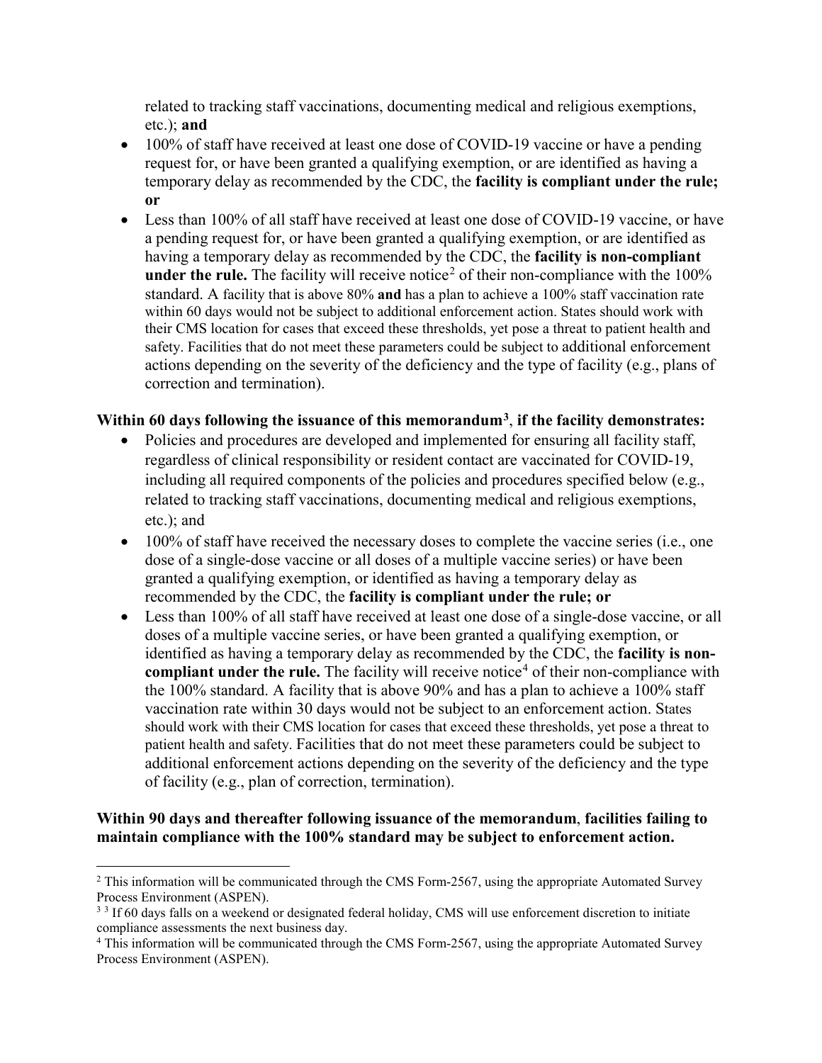related to tracking staff vaccinations, documenting medical and religious exemptions, etc.); **and**

- 100% of staff have received at least one dose of COVID-19 vaccine or have a pending request for, or have been granted a qualifying exemption, or are identified as having a temporary delay as recommended by the CDC, the **facility is compliant under the rule; or**
- Less than 100% of all staff have received at least one dose of COVID-19 vaccine, or have a pending request for, or have been granted a qualifying exemption, or are identified as having a temporary delay as recommended by the CDC, the **facility is non-compliant under the rule.** The facility will receive notice[2] of their non-compliance with the 100% standard. A facility that is above 80% **and** has a plan to achieve a 100% staff vaccination rate within 60 days would not be subject to additional enforcement action. States should work with their CMS location for cases that exceed these thresholds, yet pose a threat to patient health and safety. Facilities that do not meet these parameters could be subject to additional enforcement actions depending on the severity of the deficiency and the type of facility (e.g., plans of correction and termination).

**Within 60 days following the issuance of this memorandum[3], if the facility demonstrates:**

- Policies and procedures are developed and implemented for ensuring all facility staff, regardless of clinical responsibility or resident contact are vaccinated for COVID-19, including all required components of the policies and procedures specified below (e.g., related to tracking staff vaccinations, documenting medical and religious exemptions, etc.); and
- 100% of staff have received the necessary doses to complete the vaccine series (i.e., one dose of a single-dose vaccine or all doses of a multiple vaccine series) or have been granted a qualifying exemption, or identified as having a temporary delay as recommended by the CDC, the **facility is compliant under the rule; or**
- Less than 100% of all staff have received at least one dose of a single-dose vaccine, or all doses of a multiple vaccine series, or have been granted a qualifying exemption, or identified as having a temporary delay as recommended by the CDC, the **facility is non-compliant under the rule.** The facility will receive notice[4] of their non-compliance with the 100% standard. A facility that is above 90% and has a plan to achieve a 100% staff vaccination rate within 30 days would not be subject to an enforcement action. States should work with their CMS location for cases that exceed these thresholds, yet pose a threat to patient health and safety. Facilities that do not meet these parameters could be subject to additional enforcement actions depending on the severity of the deficiency and the type of facility (e.g., plan of correction, termination).

**Within 90 days and thereafter following issuance of the memorandum**, **facilities failing to maintain compliance with the 100% standard may be subject to enforcement action.**

---

[2] This information will be communicated through the CMS Form-2567, using the appropriate Automated Survey Process Environment (ASPEN).

[3] [3] If 60 days falls on a weekend or designated federal holiday, CMS will use enforcement discretion to initiate compliance assessments the next business day.

[4] This information will be communicated through the CMS Form-2567, using the appropriate Automated Survey Process Environment (ASPEN).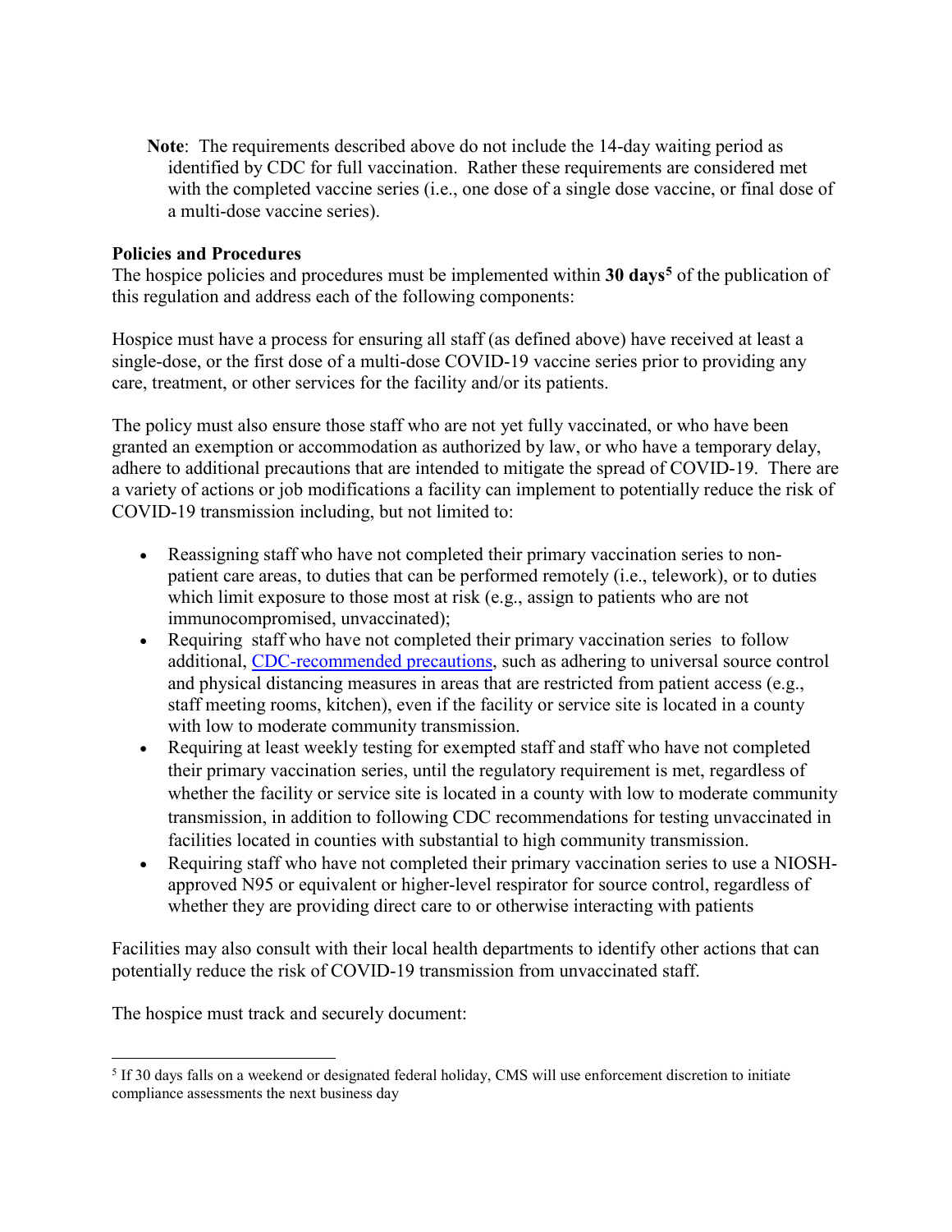**Note**: The requirements described above do not include the 14-day waiting period as identified by CDC for full vaccination. Rather these requirements are considered met with the completed vaccine series (i.e., one dose of a single dose vaccine, or final dose of a multi-dose vaccine series).

**Policies and Procedures**

The hospice policies and procedures must be implemented within **30 days**[5] of the publication of this regulation and address each of the following components:

Hospice must have a process for ensuring all staff (as defined above) have received at least a single-dose, or the first dose of a multi-dose COVID-19 vaccine series prior to providing any care, treatment, or other services for the facility and/or its patients.

The policy must also ensure those staff who are not yet fully vaccinated, or who have been granted an exemption or accommodation as authorized by law, or who have a temporary delay, adhere to additional precautions that are intended to mitigate the spread of COVID-19. There are a variety of actions or job modifications a facility can implement to potentially reduce the risk of COVID-19 transmission including, but not limited to:

- Reassigning staff who have not completed their primary vaccination series to non-patient care areas, to duties that can be performed remotely (i.e., telework), or to duties which limit exposure to those most at risk (e.g., assign to patients who are not immunocompromised, unvaccinated);
- Requiring staff who have not completed their primary vaccination series to follow additional, CDC-recommended precautions, such as adhering to universal source control and physical distancing measures in areas that are restricted from patient access (e.g., staff meeting rooms, kitchen), even if the facility or service site is located in a county with low to moderate community transmission.
- Requiring at least weekly testing for exempted staff and staff who have not completed their primary vaccination series, until the regulatory requirement is met, regardless of whether the facility or service site is located in a county with low to moderate community transmission, in addition to following CDC recommendations for testing unvaccinated in facilities located in counties with substantial to high community transmission.
- Requiring staff who have not completed their primary vaccination series to use a NIOSH-approved N95 or equivalent or higher-level respirator for source control, regardless of whether they are providing direct care to or otherwise interacting with patients

Facilities may also consult with their local health departments to identify other actions that can potentially reduce the risk of COVID-19 transmission from unvaccinated staff.

The hospice must track and securely document:

[5] If 30 days falls on a weekend or designated federal holiday, CMS will use enforcement discretion to initiate compliance assessments the next business day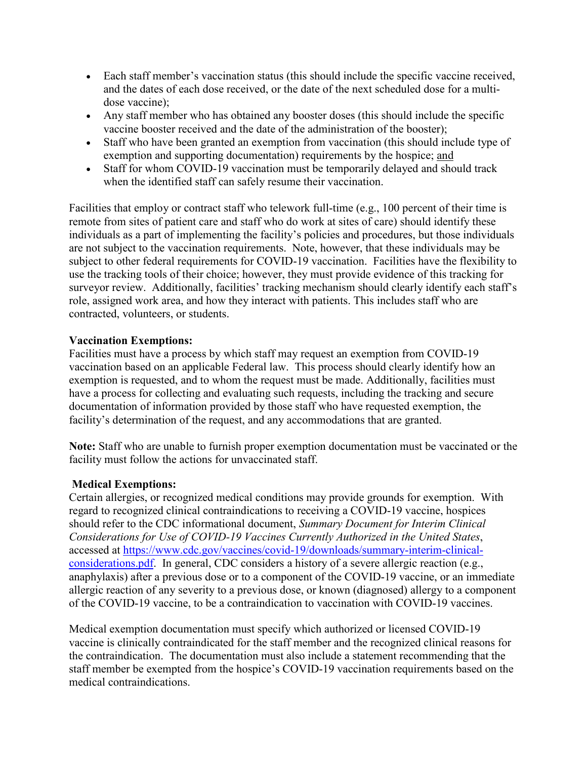- Each staff member's vaccination status (this should include the specific vaccine received, and the dates of each dose received, or the date of the next scheduled dose for a multi-dose vaccine);
- Any staff member who has obtained any booster doses (this should include the specific vaccine booster received and the date of the administration of the booster);
- Staff who have been granted an exemption from vaccination (this should include type of exemption and supporting documentation) requirements by the hospice; and
- Staff for whom COVID-19 vaccination must be temporarily delayed and should track when the identified staff can safely resume their vaccination.

Facilities that employ or contract staff who telework full-time (e.g., 100 percent of their time is remote from sites of patient care and staff who do work at sites of care) should identify these individuals as a part of implementing the facility's policies and procedures, but those individuals are not subject to the vaccination requirements. Note, however, that these individuals may be subject to other federal requirements for COVID-19 vaccination. Facilities have the flexibility to use the tracking tools of their choice; however, they must provide evidence of this tracking for surveyor review. Additionally, facilities' tracking mechanism should clearly identify each staff's role, assigned work area, and how they interact with patients. This includes staff who are contracted, volunteers, or students.

**Vaccination Exemptions:**
Facilities must have a process by which staff may request an exemption from COVID-19 vaccination based on an applicable Federal law. This process should clearly identify how an exemption is requested, and to whom the request must be made. Additionally, facilities must have a process for collecting and evaluating such requests, including the tracking and secure documentation of information provided by those staff who have requested exemption, the facility's determination of the request, and any accommodations that are granted.

**Note:** Staff who are unable to furnish proper exemption documentation must be vaccinated or the facility must follow the actions for unvaccinated staff.

**Medical Exemptions:**
Certain allergies, or recognized medical conditions may provide grounds for exemption. With regard to recognized clinical contraindications to receiving a COVID-19 vaccine, hospices should refer to the CDC informational document, *Summary Document for Interim Clinical Considerations for Use of COVID-19 Vaccines Currently Authorized in the United States*, accessed at https://www.cdc.gov/vaccines/covid-19/downloads/summary-interim-clinical-considerations.pdf. In general, CDC considers a history of a severe allergic reaction (e.g., anaphylaxis) after a previous dose or to a component of the COVID-19 vaccine, or an immediate allergic reaction of any severity to a previous dose, or known (diagnosed) allergy to a component of the COVID-19 vaccine, to be a contraindication to vaccination with COVID-19 vaccines.

Medical exemption documentation must specify which authorized or licensed COVID-19 vaccine is clinically contraindicated for the staff member and the recognized clinical reasons for the contraindication. The documentation must also include a statement recommending that the staff member be exempted from the hospice's COVID-19 vaccination requirements based on the medical contraindications.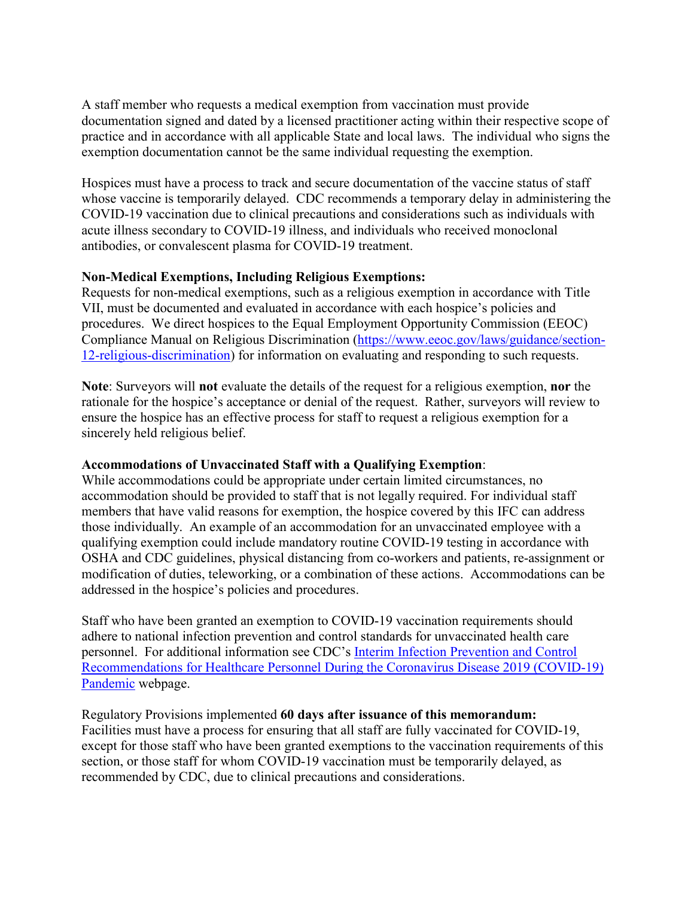A staff member who requests a medical exemption from vaccination must provide documentation signed and dated by a licensed practitioner acting within their respective scope of practice and in accordance with all applicable State and local laws. The individual who signs the exemption documentation cannot be the same individual requesting the exemption.

Hospices must have a process to track and secure documentation of the vaccine status of staff whose vaccine is temporarily delayed. CDC recommends a temporary delay in administering the COVID-19 vaccination due to clinical precautions and considerations such as individuals with acute illness secondary to COVID-19 illness, and individuals who received monoclonal antibodies, or convalescent plasma for COVID-19 treatment.

**Non-Medical Exemptions, Including Religious Exemptions:**
Requests for non-medical exemptions, such as a religious exemption in accordance with Title VII, must be documented and evaluated in accordance with each hospice's policies and procedures. We direct hospices to the Equal Employment Opportunity Commission (EEOC) Compliance Manual on Religious Discrimination ([https://www.eeoc.gov/laws/guidance/section-12-religious-discrimination](https://www.eeoc.gov/laws/guidance/section-12-religious-discrimination)) for information on evaluating and responding to such requests.

**Note**: Surveyors will **not** evaluate the details of the request for a religious exemption, **nor** the rationale for the hospice's acceptance or denial of the request. Rather, surveyors will review to ensure the hospice has an effective process for staff to request a religious exemption for a sincerely held religious belief.

**Accommodations of Unvaccinated Staff with a Qualifying Exemption**:
While accommodations could be appropriate under certain limited circumstances, no accommodation should be provided to staff that is not legally required. For individual staff members that have valid reasons for exemption, the hospice covered by this IFC can address those individually. An example of an accommodation for an unvaccinated employee with a qualifying exemption could include mandatory routine COVID-19 testing in accordance with OSHA and CDC guidelines, physical distancing from co-workers and patients, re-assignment or modification of duties, teleworking, or a combination of these actions. Accommodations can be addressed in the hospice's policies and procedures.

Staff who have been granted an exemption to COVID-19 vaccination requirements should adhere to national infection prevention and control standards for unvaccinated health care personnel. For additional information see CDC's Interim Infection Prevention and Control Recommendations for Healthcare Personnel During the Coronavirus Disease 2019 (COVID-19) Pandemic webpage.

Regulatory Provisions implemented **60 days after issuance of this memorandum:**
Facilities must have a process for ensuring that all staff are fully vaccinated for COVID-19, except for those staff who have been granted exemptions to the vaccination requirements of this section, or those staff for whom COVID-19 vaccination must be temporarily delayed, as recommended by CDC, due to clinical precautions and considerations.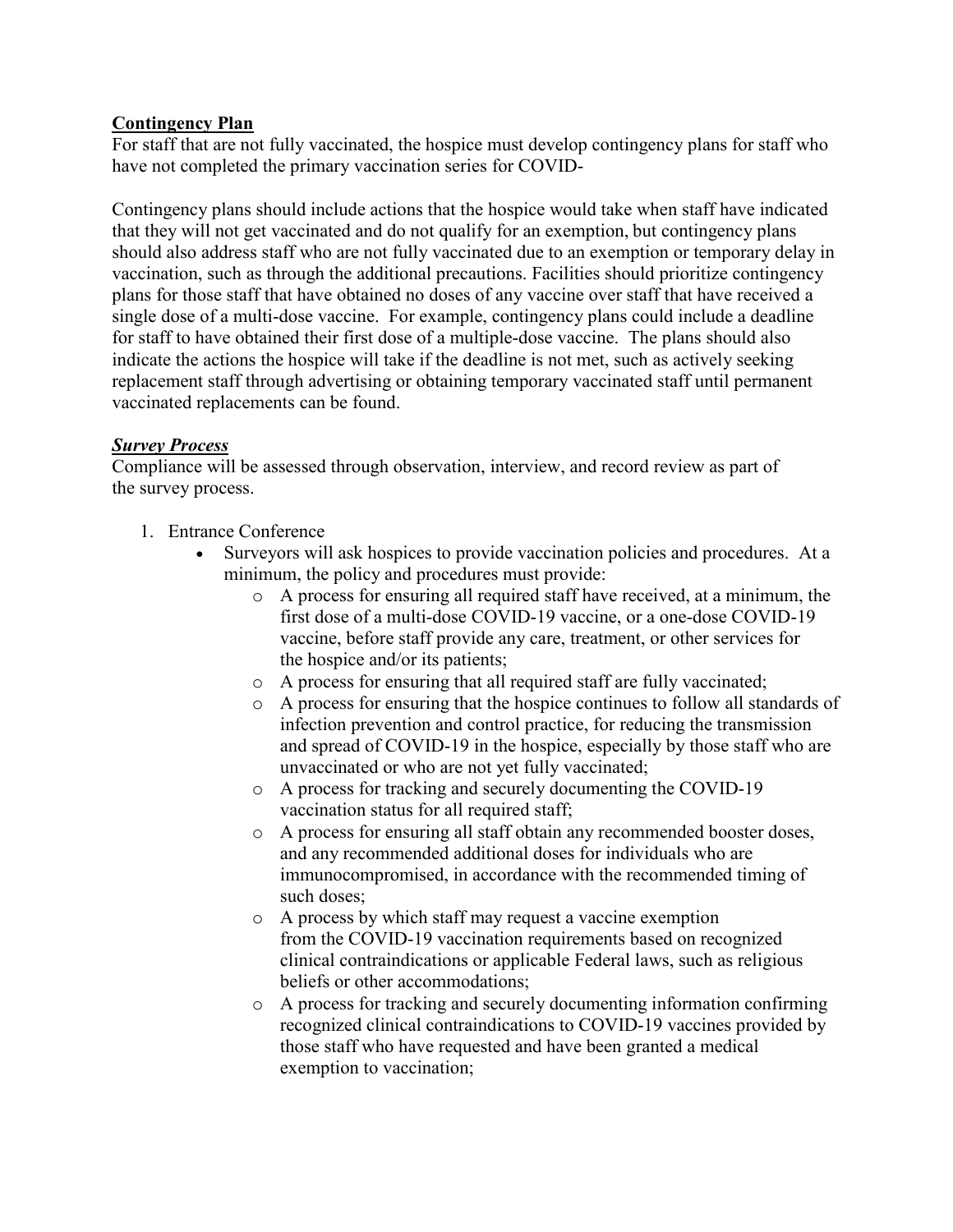**Contingency Plan**

For staff that are not fully vaccinated, the hospice must develop contingency plans for staff who have not completed the primary vaccination series for COVID-

Contingency plans should include actions that the hospice would take when staff have indicated that they will not get vaccinated and do not qualify for an exemption, but contingency plans should also address staff who are not fully vaccinated due to an exemption or temporary delay in vaccination, such as through the additional precautions. Facilities should prioritize contingency plans for those staff that have obtained no doses of any vaccine over staff that have received a single dose of a multi-dose vaccine. For example, contingency plans could include a deadline for staff to have obtained their first dose of a multiple-dose vaccine. The plans should also indicate the actions the hospice will take if the deadline is not met, such as actively seeking replacement staff through advertising or obtaining temporary vaccinated staff until permanent vaccinated replacements can be found.

***Survey Process***

Compliance will be assessed through observation, interview, and record review as part of the survey process.

1. Entrance Conference
   - Surveyors will ask hospices to provide vaccination policies and procedures. At a minimum, the policy and procedures must provide:
     - A process for ensuring all required staff have received, at a minimum, the first dose of a multi-dose COVID-19 vaccine, or a one-dose COVID-19 vaccine, before staff provide any care, treatment, or other services for the hospice and/or its patients;
     - A process for ensuring that all required staff are fully vaccinated;
     - A process for ensuring that the hospice continues to follow all standards of infection prevention and control practice, for reducing the transmission and spread of COVID-19 in the hospice, especially by those staff who are unvaccinated or who are not yet fully vaccinated;
     - A process for tracking and securely documenting the COVID-19 vaccination status for all required staff;
     - A process for ensuring all staff obtain any recommended booster doses, and any recommended additional doses for individuals who are immunocompromised, in accordance with the recommended timing of such doses;
     - A process by which staff may request a vaccine exemption from the COVID-19 vaccination requirements based on recognized clinical contraindications or applicable Federal laws, such as religious beliefs or other accommodations;
     - A process for tracking and securely documenting information confirming recognized clinical contraindications to COVID-19 vaccines provided by those staff who have requested and have been granted a medical exemption to vaccination;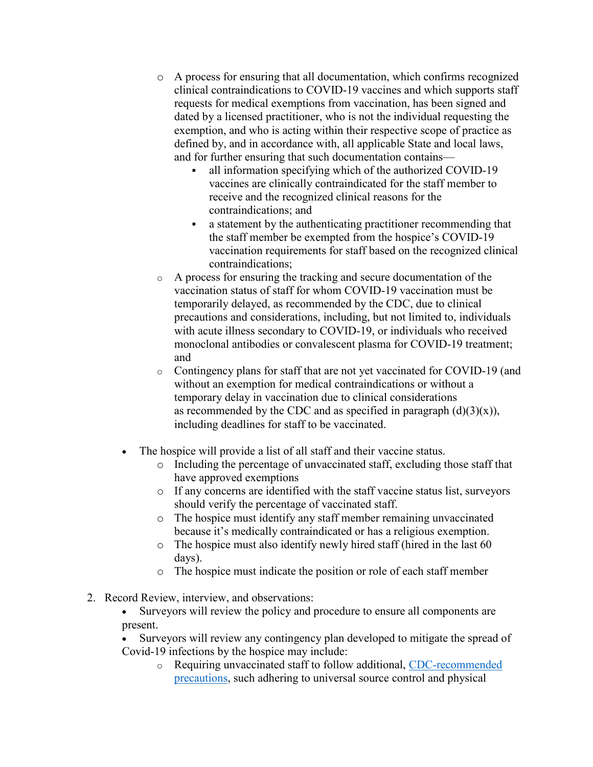- A process for ensuring that all documentation, which confirms recognized clinical contraindications to COVID-19 vaccines and which supports staff requests for medical exemptions from vaccination, has been signed and dated by a licensed practitioner, who is not the individual requesting the exemption, and who is acting within their respective scope of practice as defined by, and in accordance with, all applicable State and local laws, and for further ensuring that such documentation contains—
    - all information specifying which of the authorized COVID-19 vaccines are clinically contraindicated for the staff member to receive and the recognized clinical reasons for the contraindications; and
    - a statement by the authenticating practitioner recommending that the staff member be exempted from the hospice's COVID-19 vaccination requirements for staff based on the recognized clinical contraindications;
  - A process for ensuring the tracking and secure documentation of the vaccination status of staff for whom COVID-19 vaccination must be temporarily delayed, as recommended by the CDC, due to clinical precautions and considerations, including, but not limited to, individuals with acute illness secondary to COVID-19, or individuals who received monoclonal antibodies or convalescent plasma for COVID-19 treatment; and
  - Contingency plans for staff that are not yet vaccinated for COVID-19 (and without an exemption for medical contraindications or without a temporary delay in vaccination due to clinical considerations as recommended by the CDC and as specified in paragraph (d)(3)(x)), including deadlines for staff to be vaccinated.

- The hospice will provide a list of all staff and their vaccine status.
  - Including the percentage of unvaccinated staff, excluding those staff that have approved exemptions
  - If any concerns are identified with the staff vaccine status list, surveyors should verify the percentage of vaccinated staff.
  - The hospice must identify any staff member remaining unvaccinated because it's medically contraindicated or has a religious exemption.
  - The hospice must also identify newly hired staff (hired in the last 60 days).
  - The hospice must indicate the position or role of each staff member

2. Record Review, interview, and observations:
   - Surveyors will review the policy and procedure to ensure all components are present.
   - Surveyors will review any contingency plan developed to mitigate the spread of Covid-19 infections by the hospice may include:
     - Requiring unvaccinated staff to follow additional, [CDC-recommended precautions](), such adhering to universal source control and physical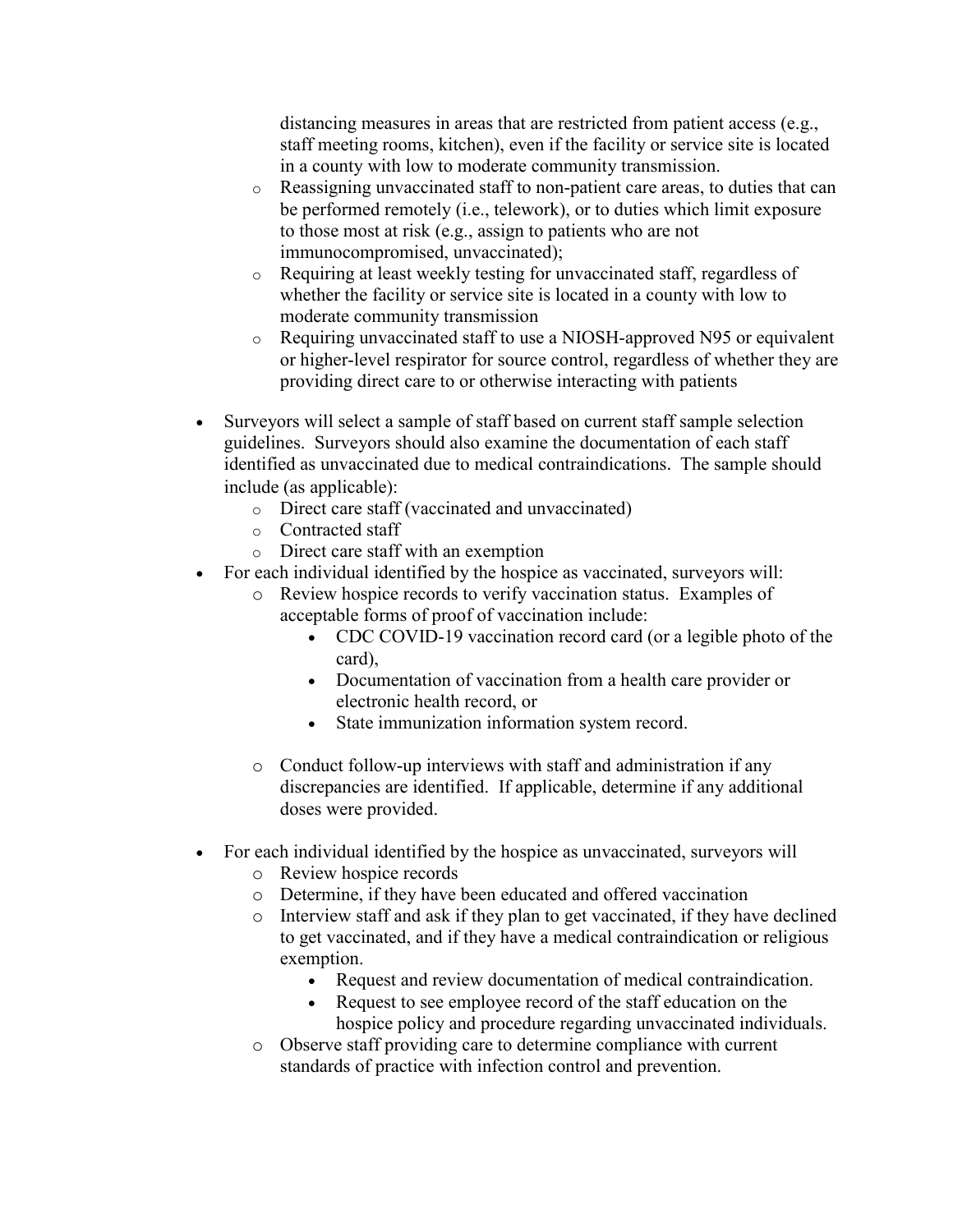distancing measures in areas that are restricted from patient access (e.g., staff meeting rooms, kitchen), even if the facility or service site is located in a county with low to moderate community transmission.

  - Reassigning unvaccinated staff to non-patient care areas, to duties that can be performed remotely (i.e., telework), or to duties which limit exposure to those most at risk (e.g., assign to patients who are not immunocompromised, unvaccinated);
  - Requiring at least weekly testing for unvaccinated staff, regardless of whether the facility or service site is located in a county with low to moderate community transmission
  - Requiring unvaccinated staff to use a NIOSH-approved N95 or equivalent or higher-level respirator for source control, regardless of whether they are providing direct care to or otherwise interacting with patients

- Surveyors will select a sample of staff based on current staff sample selection guidelines. Surveyors should also examine the documentation of each staff identified as unvaccinated due to medical contraindications. The sample should include (as applicable):
  - Direct care staff (vaccinated and unvaccinated)
  - Contracted staff
  - Direct care staff with an exemption
- For each individual identified by the hospice as vaccinated, surveyors will:
  - Review hospice records to verify vaccination status. Examples of acceptable forms of proof of vaccination include:
    - CDC COVID-19 vaccination record card (or a legible photo of the card),
    - Documentation of vaccination from a health care provider or electronic health record, or
    - State immunization information system record.
  - Conduct follow-up interviews with staff and administration if any discrepancies are identified. If applicable, determine if any additional doses were provided.

- For each individual identified by the hospice as unvaccinated, surveyors will
  - Review hospice records
  - Determine, if they have been educated and offered vaccination
  - Interview staff and ask if they plan to get vaccinated, if they have declined to get vaccinated, and if they have a medical contraindication or religious exemption.
    - Request and review documentation of medical contraindication.
    - Request to see employee record of the staff education on the hospice policy and procedure regarding unvaccinated individuals.
  - Observe staff providing care to determine compliance with current standards of practice with infection control and prevention.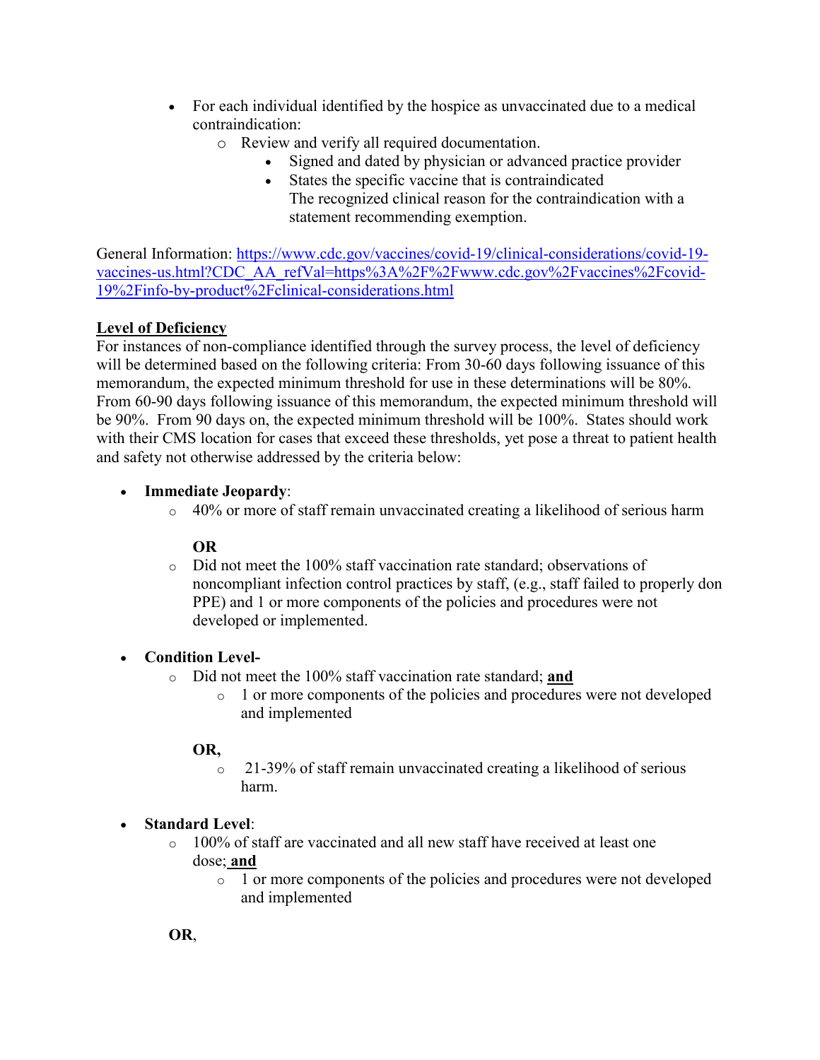- For each individual identified by the hospice as unvaccinated due to a medical contraindication:
    - Review and verify all required documentation.
        - Signed and dated by physician or advanced practice provider
        - States the specific vaccine that is contraindicated
          The recognized clinical reason for the contraindication with a statement recommending exemption.

General Information: [https://www.cdc.gov/vaccines/covid-19/clinical-considerations/covid-19-vaccines-us.html?CDC_AA_refVal=https%3A%2F%2Fwww.cdc.gov%2Fvaccines%2Fcovid-19%2Finfo-by-product%2Fclinical-considerations.html](https://www.cdc.gov/vaccines/covid-19/clinical-considerations/covid-19-vaccines-us.html?CDC_AA_refVal=https%3A%2F%2Fwww.cdc.gov%2Fvaccines%2Fcovid-19%2Finfo-by-product%2Fclinical-considerations.html)

**Level of Deficiency**

For instances of non-compliance identified through the survey process, the level of deficiency will be determined based on the following criteria: From 30-60 days following issuance of this memorandum, the expected minimum threshold for use in these determinations will be 80%. From 60-90 days following issuance of this memorandum, the expected minimum threshold will be 90%. From 90 days on, the expected minimum threshold will be 100%. States should work with their CMS location for cases that exceed these thresholds, yet pose a threat to patient health and safety not otherwise addressed by the criteria below:

- **Immediate Jeopardy**:
    - 40% or more of staff remain unvaccinated creating a likelihood of serious harm

      **OR**
    - Did not meet the 100% staff vaccination rate standard; observations of noncompliant infection control practices by staff, (e.g., staff failed to properly don PPE) and 1 or more components of the policies and procedures were not developed or implemented.

- **Condition Level-**
    - Did not meet the 100% staff vaccination rate standard; **and**
        - 1 or more components of the policies and procedures were not developed and implemented

      **OR,**
        - 21-39% of staff remain unvaccinated creating a likelihood of serious harm.

- **Standard Level**:
    - 100% of staff are vaccinated and all new staff have received at least one dose; **and**
        - 1 or more components of the policies and procedures were not developed and implemented

  **OR**,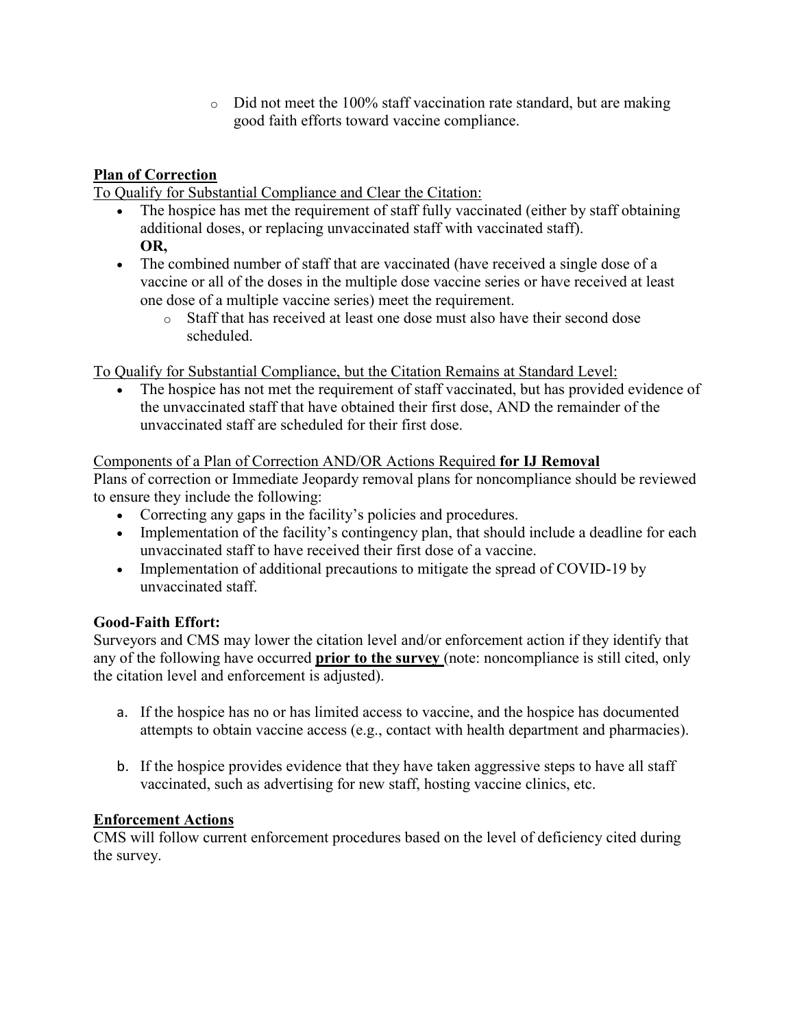- Did not meet the 100% staff vaccination rate standard, but are making good faith efforts toward vaccine compliance.

**Plan of Correction**

To Qualify for Substantial Compliance and Clear the Citation:

- The hospice has met the requirement of staff fully vaccinated (either by staff obtaining additional doses, or replacing unvaccinated staff with vaccinated staff).
  **OR,**
- The combined number of staff that are vaccinated (have received a single dose of a vaccine or all of the doses in the multiple dose vaccine series or have received at least one dose of a multiple vaccine series) meet the requirement.
  - Staff that has received at least one dose must also have their second dose scheduled.

To Qualify for Substantial Compliance, but the Citation Remains at Standard Level:

- The hospice has not met the requirement of staff vaccinated, but has provided evidence of the unvaccinated staff that have obtained their first dose, AND the remainder of the unvaccinated staff are scheduled for their first dose.

Components of a Plan of Correction AND/OR Actions Required **for IJ Removal**

Plans of correction or Immediate Jeopardy removal plans for noncompliance should be reviewed to ensure they include the following:

- Correcting any gaps in the facility's policies and procedures.
- Implementation of the facility's contingency plan, that should include a deadline for each unvaccinated staff to have received their first dose of a vaccine.
- Implementation of additional precautions to mitigate the spread of COVID-19 by unvaccinated staff.

**Good-Faith Effort:**

Surveyors and CMS may lower the citation level and/or enforcement action if they identify that any of the following have occurred **prior to the survey** (note: noncompliance is still cited, only the citation level and enforcement is adjusted).

a. If the hospice has no or has limited access to vaccine, and the hospice has documented attempts to obtain vaccine access (e.g., contact with health department and pharmacies).

b. If the hospice provides evidence that they have taken aggressive steps to have all staff vaccinated, such as advertising for new staff, hosting vaccine clinics, etc.

**Enforcement Actions**

CMS will follow current enforcement procedures based on the level of deficiency cited during the survey.